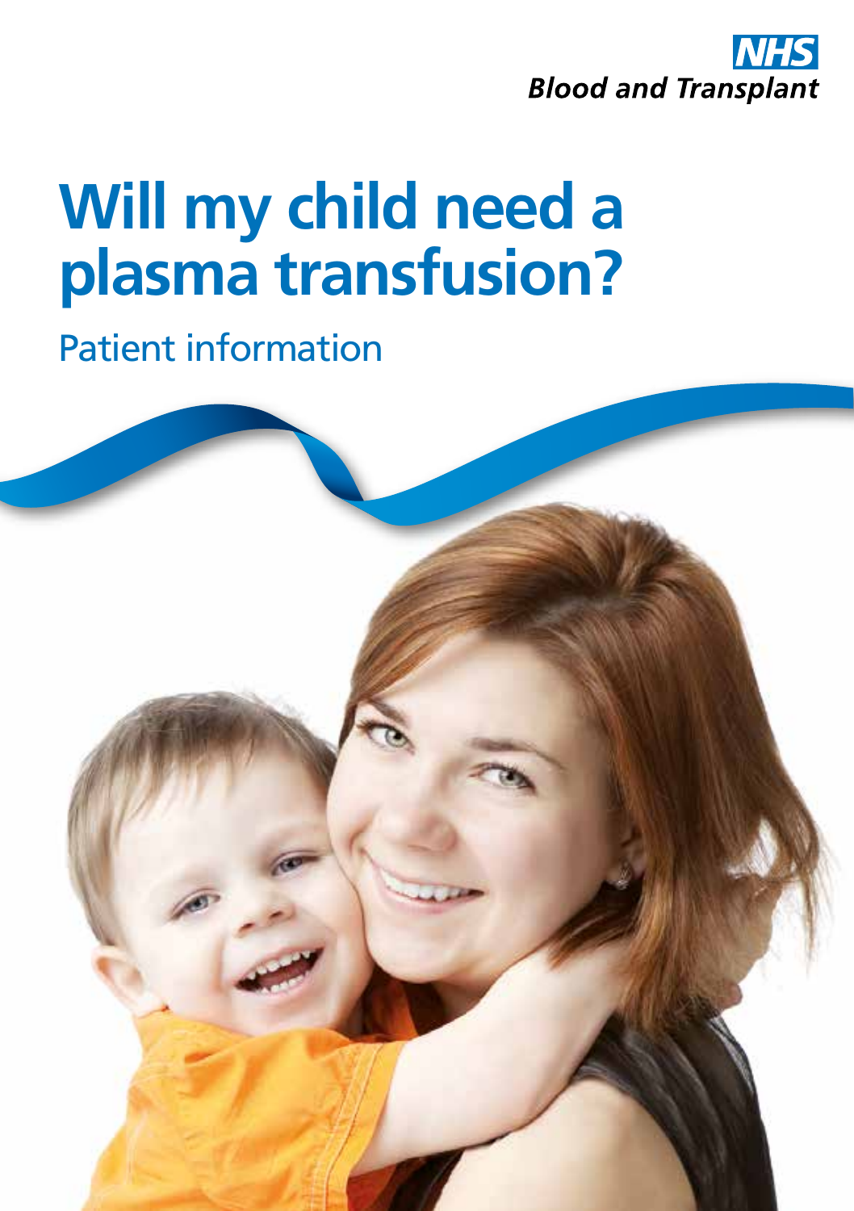NHS Blood and Transplant

# Will my child need a plasma transfusion?

## Patient information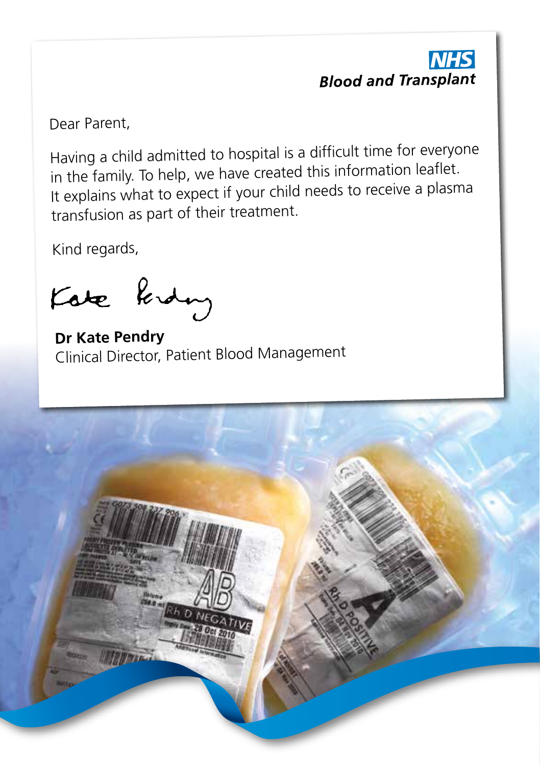**NHS Blood and Transplant**

Dear Parent,

Having a child admitted to hospital is a difficult time for everyone in the family. To help, we have created this information leaflet. It explains what to expect if your child needs to receive a plasma transfusion as part of their treatment.

Kind regards,

Kate Pendry

**Dr Kate Pendry**
Clinical Director, Patient Blood Management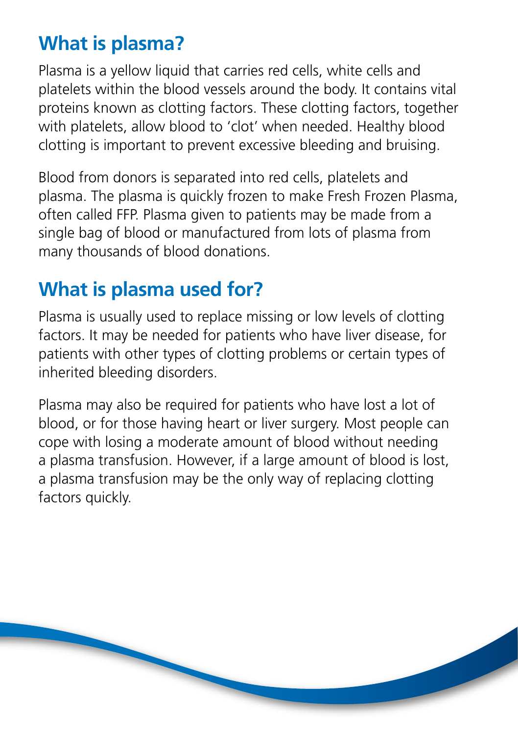## What is plasma?

Plasma is a yellow liquid that carries red cells, white cells and platelets within the blood vessels around the body. It contains vital proteins known as clotting factors. These clotting factors, together with platelets, allow blood to 'clot' when needed. Healthy blood clotting is important to prevent excessive bleeding and bruising.

Blood from donors is separated into red cells, platelets and plasma. The plasma is quickly frozen to make Fresh Frozen Plasma, often called FFP. Plasma given to patients may be made from a single bag of blood or manufactured from lots of plasma from many thousands of blood donations.

## What is plasma used for?

Plasma is usually used to replace missing or low levels of clotting factors. It may be needed for patients who have liver disease, for patients with other types of clotting problems or certain types of inherited bleeding disorders.

Plasma may also be required for patients who have lost a lot of blood, or for those having heart or liver surgery. Most people can cope with losing a moderate amount of blood without needing a plasma transfusion. However, if a large amount of blood is lost, a plasma transfusion may be the only way of replacing clotting factors quickly.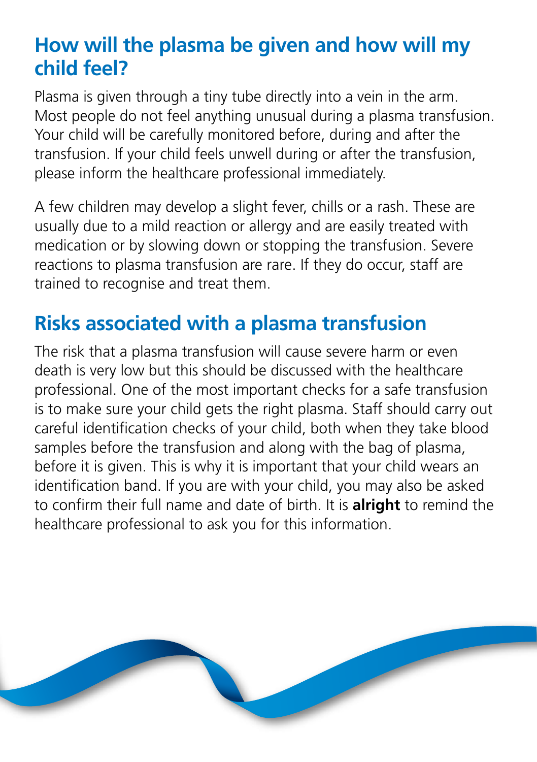## How will the plasma be given and how will my child feel?

Plasma is given through a tiny tube directly into a vein in the arm. Most people do not feel anything unusual during a plasma transfusion. Your child will be carefully monitored before, during and after the transfusion. If your child feels unwell during or after the transfusion, please inform the healthcare professional immediately.

A few children may develop a slight fever, chills or a rash. These are usually due to a mild reaction or allergy and are easily treated with medication or by slowing down or stopping the transfusion. Severe reactions to plasma transfusion are rare. If they do occur, staff are trained to recognise and treat them.

## Risks associated with a plasma transfusion

The risk that a plasma transfusion will cause severe harm or even death is very low but this should be discussed with the healthcare professional. One of the most important checks for a safe transfusion is to make sure your child gets the right plasma. Staff should carry out careful identification checks of your child, both when they take blood samples before the transfusion and along with the bag of plasma, before it is given. This is why it is important that your child wears an identification band. If you are with your child, you may also be asked to confirm their full name and date of birth. It is **alright** to remind the healthcare professional to ask you for this information.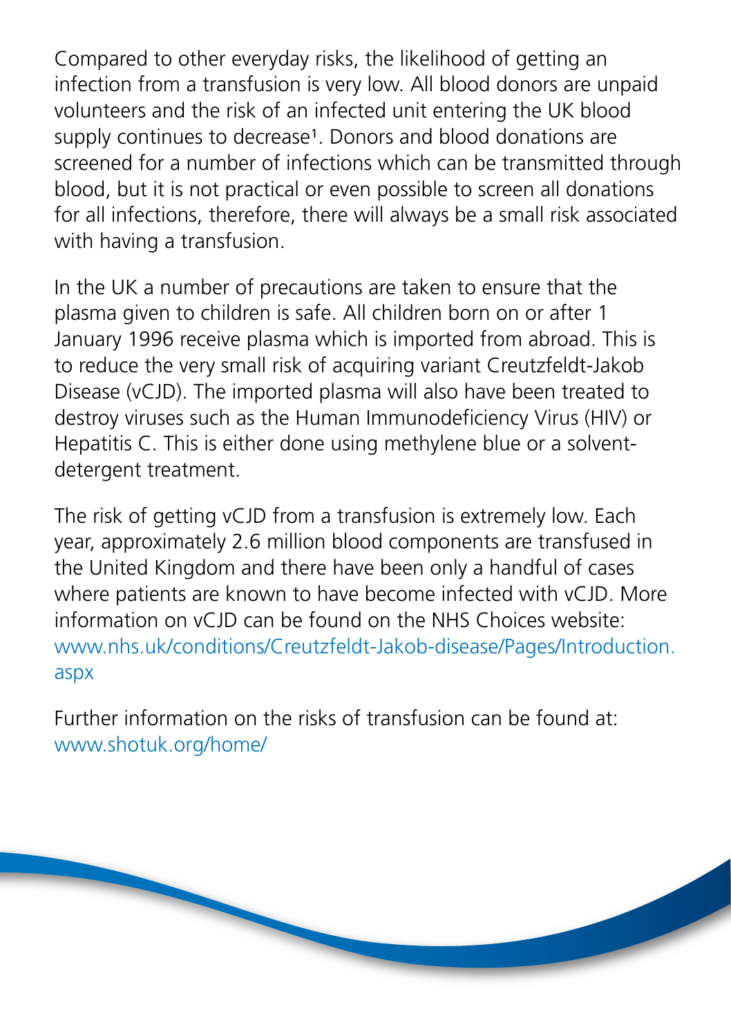Compared to other everyday risks, the likelihood of getting an infection from a transfusion is very low. All blood donors are unpaid volunteers and the risk of an infected unit entering the UK blood supply continues to decrease[1]. Donors and blood donations are screened for a number of infections which can be transmitted through blood, but it is not practical or even possible to screen all donations for all infections, therefore, there will always be a small risk associated with having a transfusion.

In the UK a number of precautions are taken to ensure that the plasma given to children is safe. All children born on or after 1 January 1996 receive plasma which is imported from abroad. This is to reduce the very small risk of acquiring variant Creutzfeldt-Jakob Disease (vCJD). The imported plasma will also have been treated to destroy viruses such as the Human Immunodeficiency Virus (HIV) or Hepatitis C. This is either done using methylene blue or a solvent-detergent treatment.

The risk of getting vCJD from a transfusion is extremely low. Each year, approximately 2.6 million blood components are transfused in the United Kingdom and there have been only a handful of cases where patients are known to have become infected with vCJD. More information on vCJD can be found on the NHS Choices website: www.nhs.uk/conditions/Creutzfeldt-Jakob-disease/Pages/Introduction.aspx

Further information on the risks of transfusion can be found at: www.shotuk.org/home/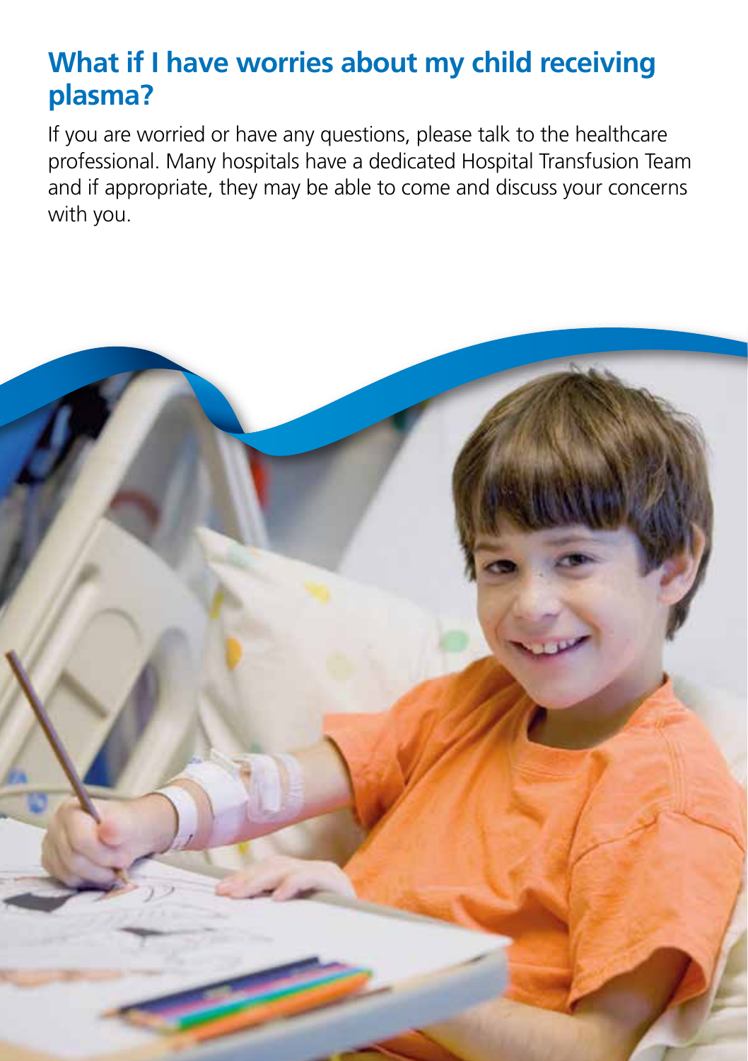## What if I have worries about my child receiving plasma?

If you are worried or have any questions, please talk to the healthcare professional. Many hospitals have a dedicated Hospital Transfusion Team and if appropriate, they may be able to come and discuss your concerns with you.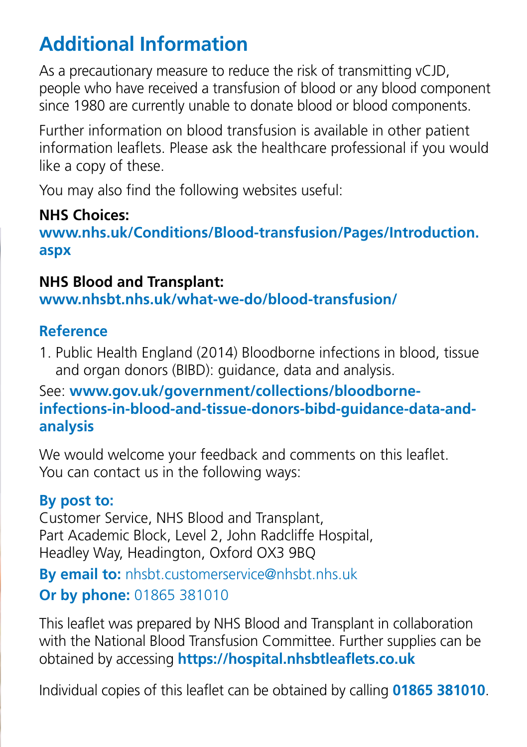## Additional Information

As a precautionary measure to reduce the risk of transmitting vCJD, people who have received a transfusion of blood or any blood component since 1980 are currently unable to donate blood or blood components.

Further information on blood transfusion is available in other patient information leaflets. Please ask the healthcare professional if you would like a copy of these.

You may also find the following websites useful:

**NHS Choices:**
**www.nhs.uk/Conditions/Blood-transfusion/Pages/Introduction.aspx**

**NHS Blood and Transplant:**
**www.nhsbt.nhs.uk/what-we-do/blood-transfusion/**

### Reference

1. Public Health England (2014) Bloodborne infections in blood, tissue and organ donors (BIBD): guidance, data and analysis.

See: **www.gov.uk/government/collections/bloodborne-infections-in-blood-and-tissue-donors-bibd-guidance-data-and-analysis**

We would welcome your feedback and comments on this leaflet. You can contact us in the following ways:

**By post to:**
Customer Service, NHS Blood and Transplant,
Part Academic Block, Level 2, John Radcliffe Hospital,
Headley Way, Headington, Oxford OX3 9BQ

**By email to:** nhsbt.customerservice@nhsbt.nhs.uk

**Or by phone:** 01865 381010

This leaflet was prepared by NHS Blood and Transplant in collaboration with the National Blood Transfusion Committee. Further supplies can be obtained by accessing **https://hospital.nhsbtleaflets.co.uk**

Individual copies of this leaflet can be obtained by calling **01865 381010**.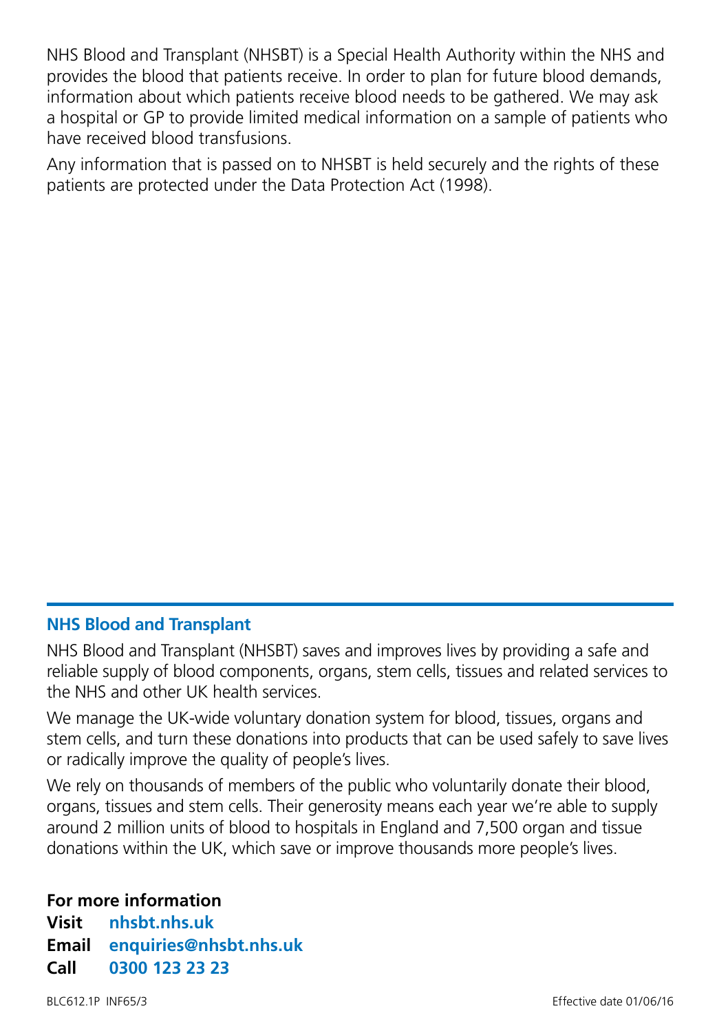NHS Blood and Transplant (NHSBT) is a Special Health Authority within the NHS and provides the blood that patients receive. In order to plan for future blood demands, information about which patients receive blood needs to be gathered. We may ask a hospital or GP to provide limited medical information on a sample of patients who have received blood transfusions.

Any information that is passed on to NHSBT is held securely and the rights of these patients are protected under the Data Protection Act (1998).

## NHS Blood and Transplant

NHS Blood and Transplant (NHSBT) saves and improves lives by providing a safe and reliable supply of blood components, organs, stem cells, tissues and related services to the NHS and other UK health services.

We manage the UK-wide voluntary donation system for blood, tissues, organs and stem cells, and turn these donations into products that can be used safely to save lives or radically improve the quality of people's lives.

We rely on thousands of members of the public who voluntarily donate their blood, organs, tissues and stem cells. Their generosity means each year we're able to supply around 2 million units of blood to hospitals in England and 7,500 organ and tissue donations within the UK, which save or improve thousands more people's lives.

**For more information**

**Visit** nhsbt.nhs.uk
**Email** enquiries@nhsbt.nhs.uk
**Call** 0300 123 23 23

BLC612.1P INF65/3

Effective date 01/06/16